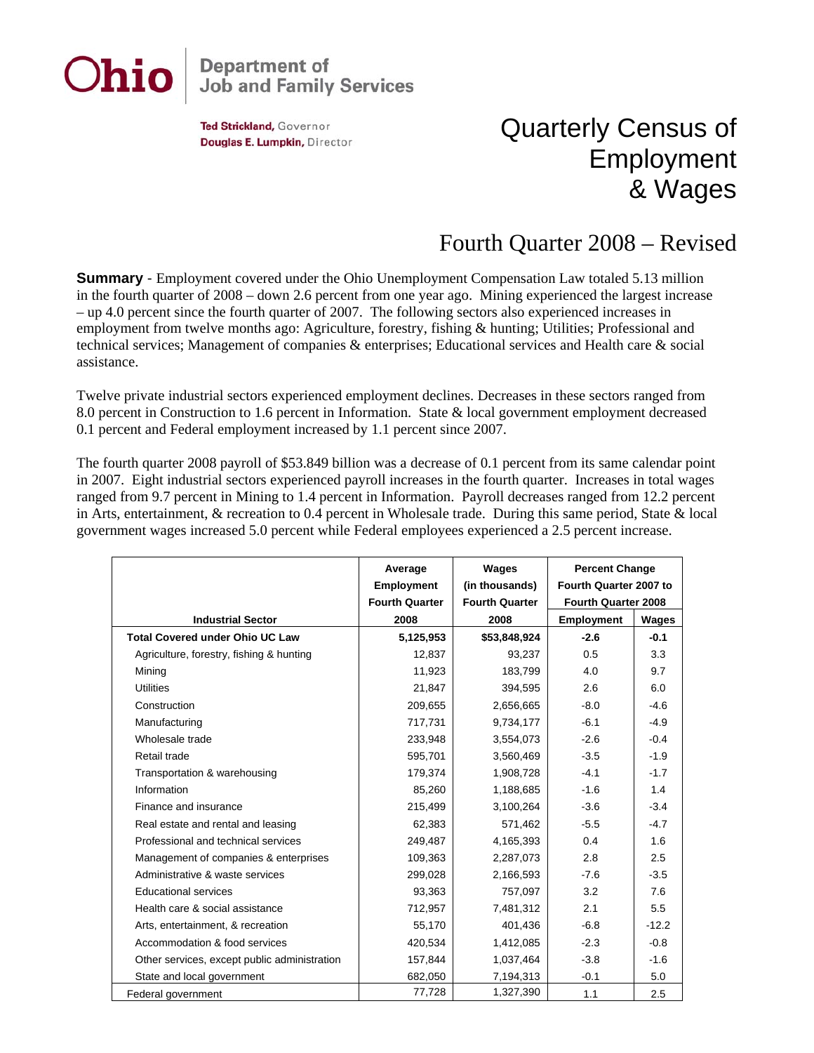**Ohio** | Department of Job and Family Services

**Ted Strickland,** Governor
**Douglas E. Lumpkin,** Director

# Quarterly Census of Employment & Wages

## Fourth Quarter 2008 – Revised

**Summary** - Employment covered under the Ohio Unemployment Compensation Law totaled 5.13 million in the fourth quarter of 2008 – down 2.6 percent from one year ago. Mining experienced the largest increase – up 4.0 percent since the fourth quarter of 2007. The following sectors also experienced increases in employment from twelve months ago: Agriculture, forestry, fishing & hunting; Utilities; Professional and technical services; Management of companies & enterprises; Educational services and Health care & social assistance.

Twelve private industrial sectors experienced employment declines. Decreases in these sectors ranged from 8.0 percent in Construction to 1.6 percent in Information. State & local government employment decreased 0.1 percent and Federal employment increased by 1.1 percent since 2007.

The fourth quarter 2008 payroll of $53.849 billion was a decrease of 0.1 percent from its same calendar point in 2007. Eight industrial sectors experienced payroll increases in the fourth quarter. Increases in total wages ranged from 9.7 percent in Mining to 1.4 percent in Information. Payroll decreases ranged from 12.2 percent in Arts, entertainment, & recreation to 0.4 percent in Wholesale trade. During this same period, State & local government wages increased 5.0 percent while Federal employees experienced a 2.5 percent increase.

| Industrial Sector | Average Employment Fourth Quarter 2008 | Wages (in thousands) Fourth Quarter 2008 | Percent Change Fourth Quarter 2007 to Fourth Quarter 2008 | |
|---|---|---|---|---|
| | | | Employment | Wages |
| **Total Covered under Ohio UC Law** | **5,125,953** | **$53,848,924** | **-2.6** | **-0.1** |
| Agriculture, forestry, fishing & hunting | 12,837 | 93,237 | 0.5 | 3.3 |
| Mining | 11,923 | 183,799 | 4.0 | 9.7 |
| Utilities | 21,847 | 394,595 | 2.6 | 6.0 |
| Construction | 209,655 | 2,656,665 | -8.0 | -4.6 |
| Manufacturing | 717,731 | 9,734,177 | -6.1 | -4.9 |
| Wholesale trade | 233,948 | 3,554,073 | -2.6 | -0.4 |
| Retail trade | 595,701 | 3,560,469 | -3.5 | -1.9 |
| Transportation & warehousing | 179,374 | 1,908,728 | -4.1 | -1.7 |
| Information | 85,260 | 1,188,685 | -1.6 | 1.4 |
| Finance and insurance | 215,499 | 3,100,264 | -3.6 | -3.4 |
| Real estate and rental and leasing | 62,383 | 571,462 | -5.5 | -4.7 |
| Professional and technical services | 249,487 | 4,165,393 | 0.4 | 1.6 |
| Management of companies & enterprises | 109,363 | 2,287,073 | 2.8 | 2.5 |
| Administrative & waste services | 299,028 | 2,166,593 | -7.6 | -3.5 |
| Educational services | 93,363 | 757,097 | 3.2 | 7.6 |
| Health care & social assistance | 712,957 | 7,481,312 | 2.1 | 5.5 |
| Arts, entertainment, & recreation | 55,170 | 401,436 | -6.8 | -12.2 |
| Accommodation & food services | 420,534 | 1,412,085 | -2.3 | -0.8 |
| Other services, except public administration | 157,844 | 1,037,464 | -3.8 | -1.6 |
| State and local government | 682,050 | 7,194,313 | -0.1 | 5.0 |
| Federal government | 77,728 | 1,327,390 | 1.1 | 2.5 |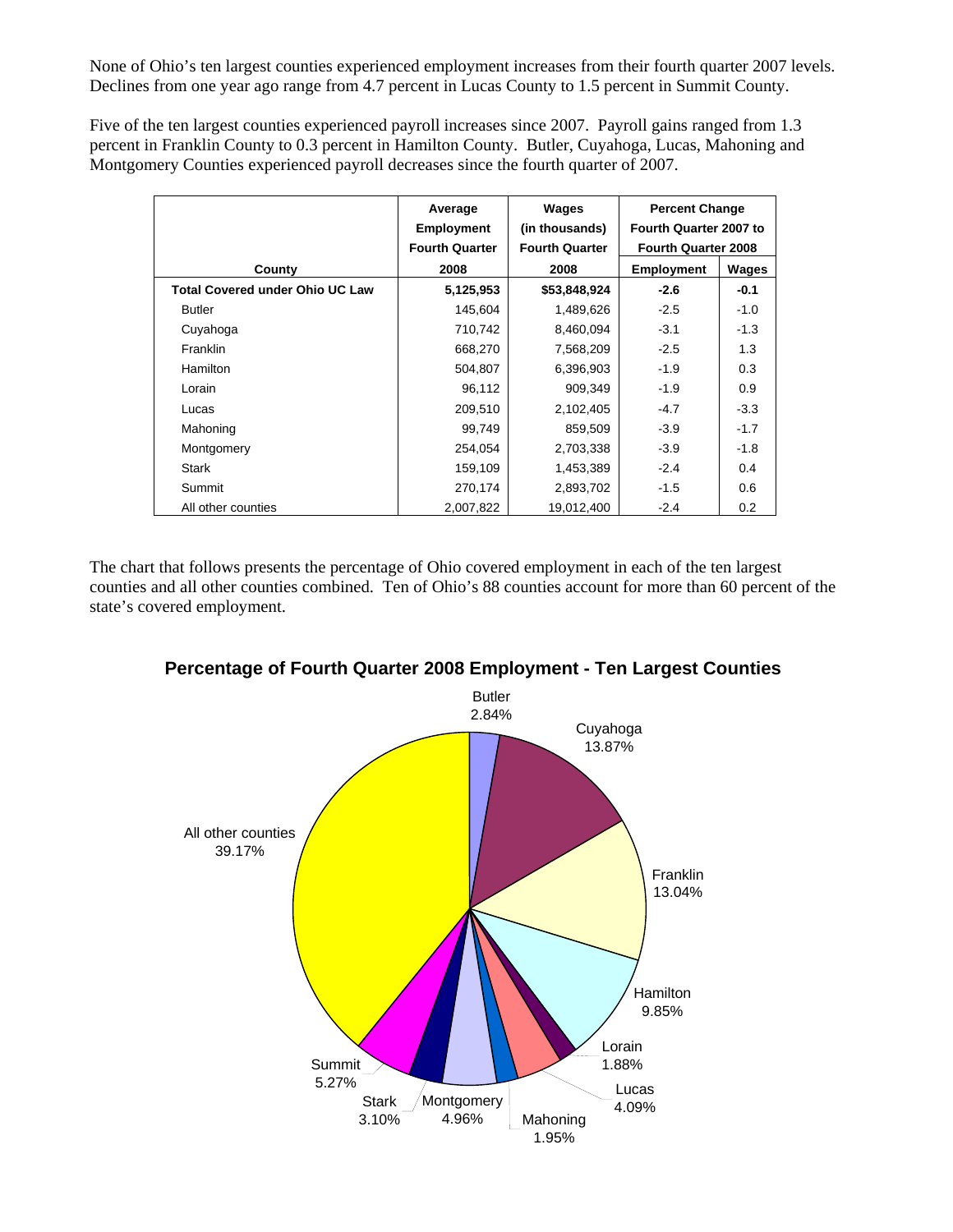None of Ohio's ten largest counties experienced employment increases from their fourth quarter 2007 levels. Declines from one year ago range from 4.7 percent in Lucas County to 1.5 percent in Summit County.

Five of the ten largest counties experienced payroll increases since 2007. Payroll gains ranged from 1.3 percent in Franklin County to 0.3 percent in Hamilton County. Butler, Cuyahoga, Lucas, Mahoning and Montgomery Counties experienced payroll decreases since the fourth quarter of 2007.

| County | Average Employment Fourth Quarter 2008 | Wages (in thousands) Fourth Quarter 2008 | Percent Change Fourth Quarter 2007 to Fourth Quarter 2008 | |
|---|---|---|---|---|
| | | | Employment | Wages |
| **Total Covered under Ohio UC Law** | **5,125,953** | **$53,848,924** | **-2.6** | **-0.1** |
| Butler | 145,604 | 1,489,626 | -2.5 | -1.0 |
| Cuyahoga | 710,742 | 8,460,094 | -3.1 | -1.3 |
| Franklin | 668,270 | 7,568,209 | -2.5 | 1.3 |
| Hamilton | 504,807 | 6,396,903 | -1.9 | 0.3 |
| Lorain | 96,112 | 909,349 | -1.9 | 0.9 |
| Lucas | 209,510 | 2,102,405 | -4.7 | -3.3 |
| Mahoning | 99,749 | 859,509 | -3.9 | -1.7 |
| Montgomery | 254,054 | 2,703,338 | -3.9 | -1.8 |
| Stark | 159,109 | 1,453,389 | -2.4 | 0.4 |
| Summit | 270,174 | 2,893,702 | -1.5 | 0.6 |
| All other counties | 2,007,822 | 19,012,400 | -2.4 | 0.2 |

The chart that follows presents the percentage of Ohio covered employment in each of the ten largest counties and all other counties combined. Ten of Ohio's 88 counties account for more than 60 percent of the state's covered employment.

**Percentage of Fourth Quarter 2008 Employment - Ten Largest Counties**

Butler 2.84%, Cuyahoga 13.87%, Franklin 13.04%, Hamilton 9.85%, Lorain 1.88%, Lucas 4.09%, Mahoning 1.95%, Montgomery 4.96%, Stark 3.10%, Summit 5.27%, All other counties 39.17%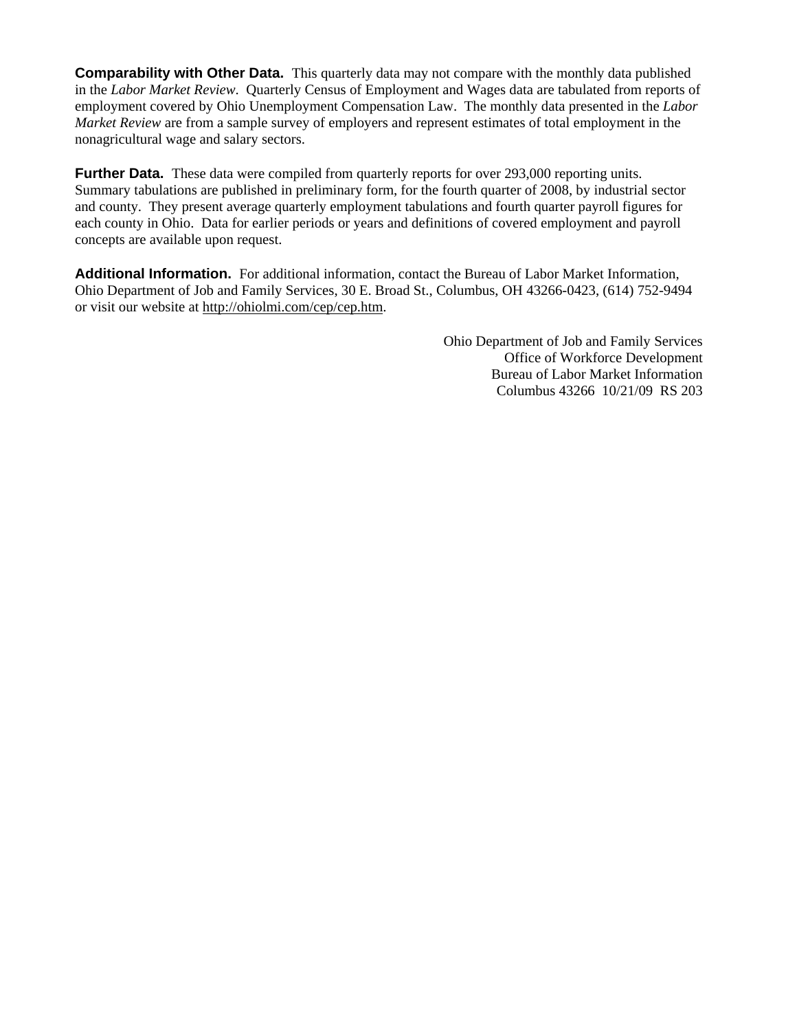**Comparability with Other Data.** This quarterly data may not compare with the monthly data published in the *Labor Market Review*. Quarterly Census of Employment and Wages data are tabulated from reports of employment covered by Ohio Unemployment Compensation Law. The monthly data presented in the *Labor Market Review* are from a sample survey of employers and represent estimates of total employment in the nonagricultural wage and salary sectors.

**Further Data.** These data were compiled from quarterly reports for over 293,000 reporting units. Summary tabulations are published in preliminary form, for the fourth quarter of 2008, by industrial sector and county. They present average quarterly employment tabulations and fourth quarter payroll figures for each county in Ohio. Data for earlier periods or years and definitions of covered employment and payroll concepts are available upon request.

**Additional Information.** For additional information, contact the Bureau of Labor Market Information, Ohio Department of Job and Family Services, 30 E. Broad St., Columbus, OH 43266-0423, (614) 752-9494 or visit our website at http://ohiolmi.com/cep/cep.htm.

Ohio Department of Job and Family Services
Office of Workforce Development
Bureau of Labor Market Information
Columbus 43266 10/21/09 RS 203